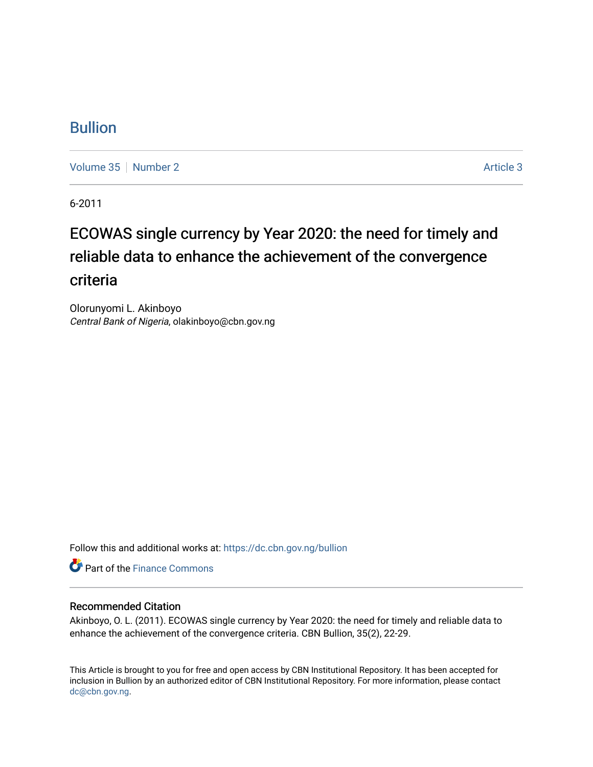# Bullion

Volume 35 | Number 2 | Article 3

6-2011

## ECOWAS single currency by Year 2020: the need for timely and reliable data to enhance the achievement of the convergence criteria

Olorunyomi L. Akinboyo
*Central Bank of Nigeria*, olakinboyo@cbn.gov.ng

Follow this and additional works at: https://dc.cbn.gov.ng/bullion

Part of the Finance Commons

### Recommended Citation

Akinboyo, O. L. (2011). ECOWAS single currency by Year 2020: the need for timely and reliable data to enhance the achievement of the convergence criteria. CBN Bullion, 35(2), 22-29.

This Article is brought to you for free and open access by CBN Institutional Repository. It has been accepted for inclusion in Bullion by an authorized editor of CBN Institutional Repository. For more information, please contact dc@cbn.gov.ng.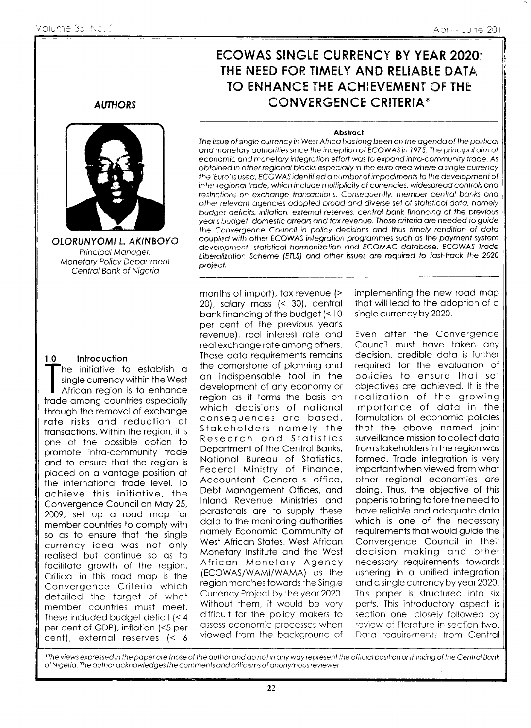# ECOWAS SINGLE CURRENCY BY YEAR 2020: THE NEED FOR TIMELY AND RELIABLE DATA TO ENHANCE THE ACHIEVEMENT OF THE CONVERGENCE CRITERIA*

***AUTHORS***

**OLORUNYOMI L. AKINBOYO**
*Principal Manager,*
*Monetary Policy Department*
*Central Bank of Nigeria*

**Abstract**

*The issue of single currency in West Africa has long been on the agenda of the political and monetary authorities since the inception of ECOWAS in 1975. The principal aim of economic and monetary integration effort was to expand intra-community trade. As obtained in other regional blocks especially in the euro area where a single currency the 'Euro' is used, ECOWAS identified a number of impediments to the development of inter-regional trade, which include multiplicity of currencies, widespread controls and restrictions on exchange transactions. Consequently, member central banks and other relevant agencies adopted broad and diverse set of statistical data, namely budget deficits, inflation, external reserves, central bank financing of the previous year's budget, domestic arrears and tax revenue. These criteria are needed to guide the Convergence Council in policy decisions and thus timely rendition of data coupled with other ECOWAS integration programmes such as the payment system development statistical harmonization and ECOMAC database, ECOWAS Trade Liberalization Scheme (ETLS) and other issues are required to fast-track the 2020 project.*

## 1.0 Introduction

The initiative to establish a single currency within the West African region is to enhance trade among countries especially through the removal of exchange rate risks and reduction of transactions. Within the region, it is one of the possible option to promote intra-community trade and to ensure that the region is placed on a vantage position at the international trade level. To achieve this initiative, the Convergence Council on May 25, 2009, set up a road map for member countries to comply with so as to ensure that the single currency idea was not only realised but continue so as to facilitate growth of the region. Critical in this road map is the Convergence Criteria which detailed the target of what member countries must meet. These included budget deficit (< 4 per cent of GDP), inflation (<5 per cent), external reserves (< 6 months of import), tax revenue (> 20), salary mass (< 30), central bank financing of the budget (< 10 per cent of the previous year's revenue), real interest rate and real exchange rate among others. These data requirements remains the cornerstone of planning and an indispensable tool in the development of any economy or region as it forms the basis on which decisions of national consequences are based. Stakeholders namely the Research and Statistics Department of the Central Banks, National Bureau of Statistics, Federal Ministry of Finance, Accountant General's office, Debt Management Offices, and Inland Revenue Ministries and parastatals are to supply these data to the monitoring authorities namely Economic Community of West African States, West African Monetary Institute and the West African Monetary Agency (ECOWAS/WAMI/WAMA) as the region marches towards the Single Currency Project by the year 2020. Without them, it would be very difficult for the policy makers to assess economic processes when viewed from the background of implementing the new road map that will lead to the adoption of a single currency by 2020.

Even after the Convergence Council must have taken any decision, credible data is further required for the evaluation of policies to ensure that set objectives are achieved. It is the realization of the growing importance of data in the formulation of economic policies that the above named joint surveillance mission to collect data from stakeholders in the region was formed. Trade integration is very important when viewed from what other regional economies are doing. Thus, the objective of this paper is to bring to fore the need to have reliable and adequate data which is one of the necessary requirements that would guide the Convergence Council in their decision making and other necessary requirements towards ushering in a unified integration and a single currency by year 2020. This paper is structured into six parts. This introductory aspect is section one closely followed by review of literature in section two. Data requirements from Central

*The views expressed in the paper are those of the author and do not in any way represent the official position or thinking of the Central Bank of Nigeria. The author acknowledges the comments and criticisms of anonymous reviewer*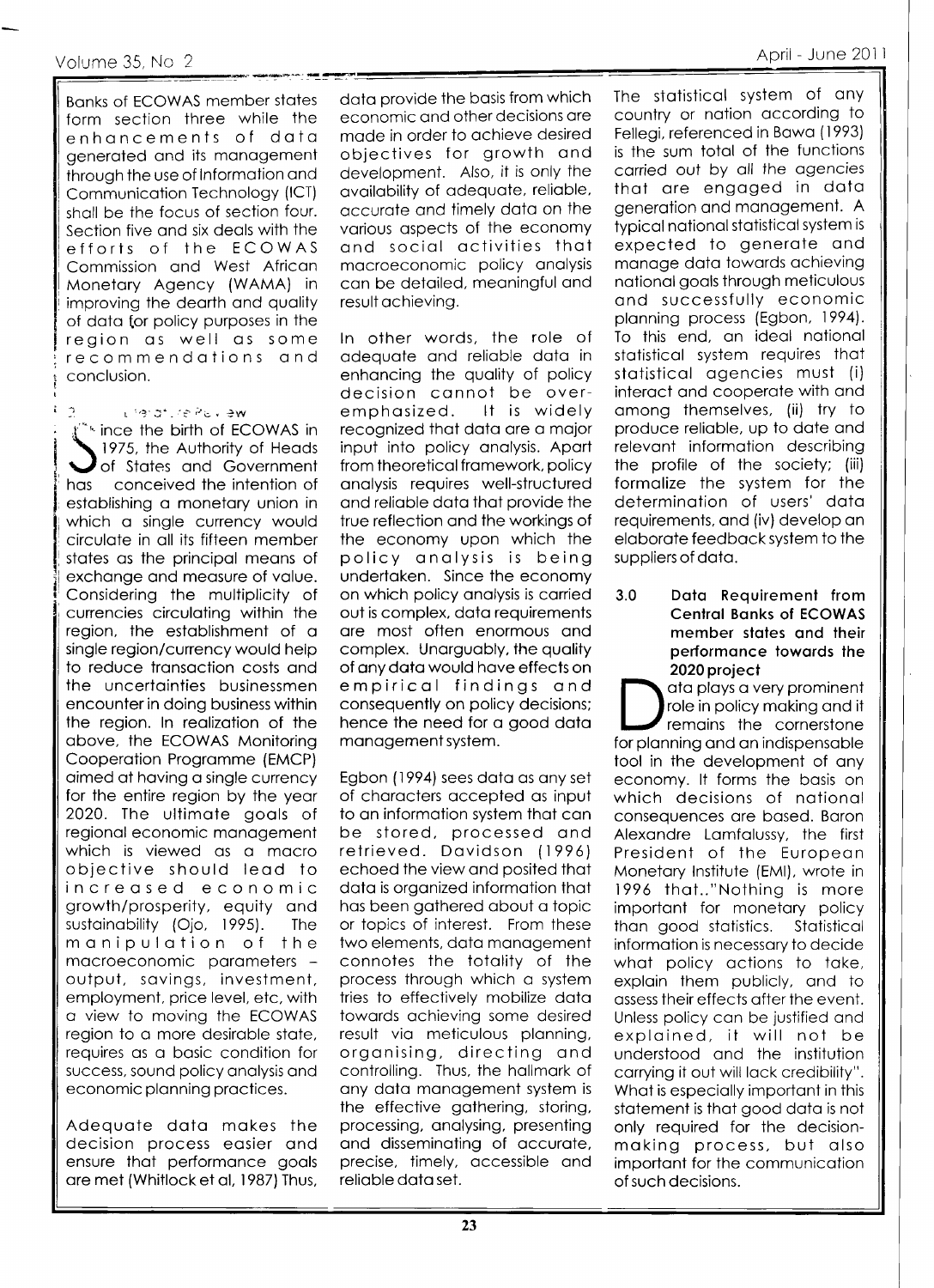Banks of ECOWAS member states form section three while the enhancements of data generated and its management through the use of Information and Communication Technology (ICT) shall be the focus of section four. Section five and six deals with the efforts of the ECOWAS Commission and West African Monetary Agency (WAMA) in improving the dearth and quality of data for policy purposes in the region as well as some recommendations and conclusion.

## 2. Literature Review

Since the birth of ECOWAS in 1975, the Authority of Heads of States and Government has conceived the intention of establishing a monetary union in which a single currency would circulate in all its fifteen member states as the principal means of exchange and measure of value. Considering the multiplicity of currencies circulating within the region, the establishment of a single region/currency would help to reduce transaction costs and the uncertainties businessmen encounter in doing business within the region. In realization of the above, the ECOWAS Monitoring Cooperation Programme (EMCP) aimed at having a single currency for the entire region by the year 2020. The ultimate goals of regional economic management which is viewed as a macro objective should lead to increased economic growth/prosperity, equity and sustainability (Ojo, 1995). The manipulation of the macroeconomic parameters – output, savings, investment, employment, price level, etc, with a view to moving the ECOWAS region to a more desirable state, requires as a basic condition for success, sound policy analysis and economic planning practices.

Adequate data makes the decision process easier and ensure that performance goals are met (Whitlock et al, 1987) Thus, data provide the basis from which economic and other decisions are made in order to achieve desired objectives for growth and development. Also, it is only the availability of adequate, reliable, accurate and timely data on the various aspects of the economy and social activities that macroeconomic policy analysis can be detailed, meaningful and result achieving.

In other words, the role of adequate and reliable data in enhancing the quality of policy decision cannot be over-emphasized. It is widely recognized that data are a major input into policy analysis. Apart from theoretical framework, policy analysis requires well-structured and reliable data that provide the true reflection and the workings of the economy upon which the policy analysis is being undertaken. Since the economy on which policy analysis is carried out is complex, data requirements are most often enormous and complex. Unarguably, the quality of any data would have effects on empirical findings and consequently on policy decisions; hence the need for a good data management system.

Egbon (1994) sees data as any set of characters accepted as input to an information system that can be stored, processed and retrieved. Davidson (1996) echoed the view and posited that data is organized information that has been gathered about a topic or topics of interest. From these two elements, data management connotes the totality of the process through which a system tries to effectively mobilize data towards achieving some desired result via meticulous planning, organising, directing and controlling. Thus, the hallmark of any data management system is the effective gathering, storing, processing, analysing, presenting and disseminating of accurate, precise, timely, accessible and reliable data set.

The statistical system of any country or nation according to Fellegi, referenced in Bawa (1993) is the sum total of the functions carried out by all the agencies that are engaged in data generation and management. A typical national statistical system is expected to generate and manage data towards achieving national goals through meticulous and successfully economic planning process (Egbon, 1994). To this end, an ideal national statistical system requires that statistical agencies must (i) interact and cooperate with and among themselves, (ii) try to produce reliable, up to date and relevant information describing the profile of the society; (iii) formalize the system for the determination of users' data requirements, and (iv) develop an elaborate feedback system to the suppliers of data.

## 3.0 Data Requirement from Central Banks of ECOWAS member states and their performance towards the 2020 project

Data plays a very prominent role in policy making and it remains the cornerstone for planning and an indispensable tool in the development of any economy. It forms the basis on which decisions of national consequences are based. Baron Alexandre Lamfalussy, the first President of the European Monetary Institute (EMI), wrote in 1996 that.."Nothing is more important for monetary policy than good statistics. Statistical information is necessary to decide what policy actions to take, explain them publicly, and to assess their effects after the event. Unless policy can be justified and explained, it will not be understood and the institution carrying it out will lack credibility". What is especially important in this statement is that good data is not only required for the decision-making process, but also important for the communication of such decisions.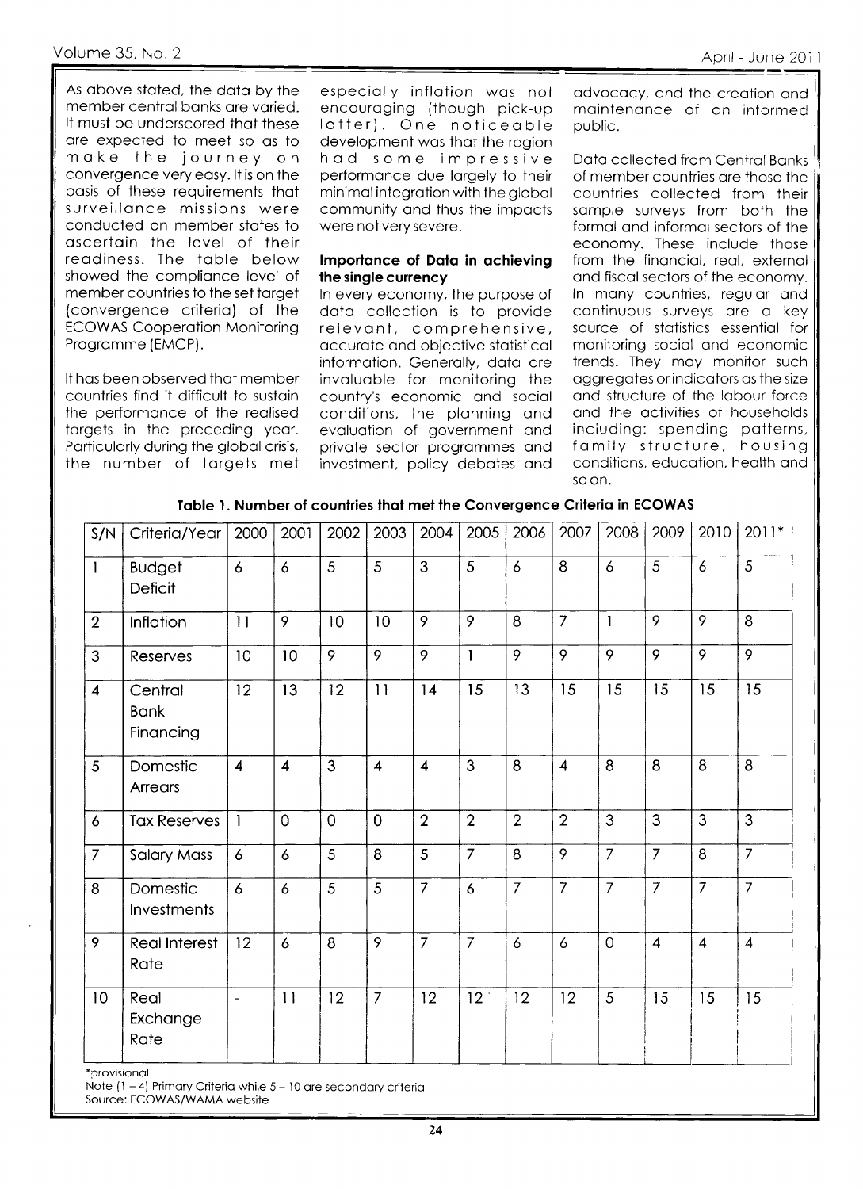As above stated, the data by the member central banks are varied. It must be underscored that these are expected to meet so as to make the journey on convergence very easy. It is on the basis of these requirements that surveillance missions were conducted on member states to ascertain the level of their readiness. The table below showed the compliance level of member countries to the set target (convergence criteria) of the ECOWAS Cooperation Monitoring Programme (EMCP).

It has been observed that member countries find it difficult to sustain the performance of the realised targets in the preceding year. Particularly during the global crisis, the number of targets met especially inflation was not encouraging (though pick-up latter). One noticeable development was that the region had some impressive performance due largely to their minimal integration with the global community and thus the impacts were not very severe.

### Importance of Data in achieving the single currency

In every economy, the purpose of data collection is to provide relevant, comprehensive, accurate and objective statistical information. Generally, data are invaluable for monitoring the country's economic and social conditions, the planning and evaluation of government and private sector programmes and investment, policy debates and advocacy, and the creation and maintenance of an informed public.

Data collected from Central Banks of member countries are those the countries collected from their sample surveys from both the formal and informal sectors of the economy. These include those from the financial, real, external and fiscal sectors of the economy. In many countries, regular and continuous surveys are a key source of statistics essential for monitoring social and economic trends. They may monitor such aggregates or indicators as the size and structure of the labour force and the activities of households including: spending patterns, family structure, housing conditions, education, health and so on.

**Table 1. Number of countries that met the Convergence Criteria in ECOWAS**

| S/N | Criteria/Year | 2000 | 2001 | 2002 | 2003 | 2004 | 2005 | 2006 | 2007 | 2008 | 2009 | 2010 | 2011* |
|---|---|---|---|---|---|---|---|---|---|---|---|---|---|
| 1 | Budget Deficit | 6 | 6 | 5 | 5 | 3 | 5 | 6 | 8 | 6 | 5 | 6 | 5 |
| 2 | Inflation | 11 | 9 | 10 | 10 | 9 | 9 | 8 | 7 | 1 | 9 | 9 | 8 |
| 3 | Reserves | 10 | 10 | 9 | 9 | 9 | 1 | 9 | 9 | 9 | 9 | 9 | 9 |
| 4 | Central Bank Financing | 12 | 13 | 12 | 11 | 14 | 15 | 13 | 15 | 15 | 15 | 15 | 15 |
| 5 | Domestic Arrears | 4 | 4 | 3 | 4 | 4 | 3 | 8 | 4 | 8 | 8 | 8 | 8 |
| 6 | Tax Reserves | 1 | 0 | 0 | 0 | 2 | 2 | 2 | 2 | 3 | 3 | 3 | 3 |
| 7 | Salary Mass | 6 | 6 | 5 | 8 | 5 | 7 | 8 | 9 | 7 | 7 | 8 | 7 |
| 8 | Domestic Investments | 6 | 6 | 5 | 5 | 7 | 6 | 7 | 7 | 7 | 7 | 7 | 7 |
| 9 | Real Interest Rate | 12 | 6 | 8 | 9 | 7 | 7 | 6 | 6 | 0 | 4 | 4 | 4 |
| 10 | Real Exchange Rate | - | 11 | 12 | 7 | 12 | 12 | 12 | 12 | 5 | 15 | 15 | 15 |

*provisional
Note (1 – 4) Primary Criteria while 5 – 10 are secondary criteria
Source: ECOWAS/WAMA website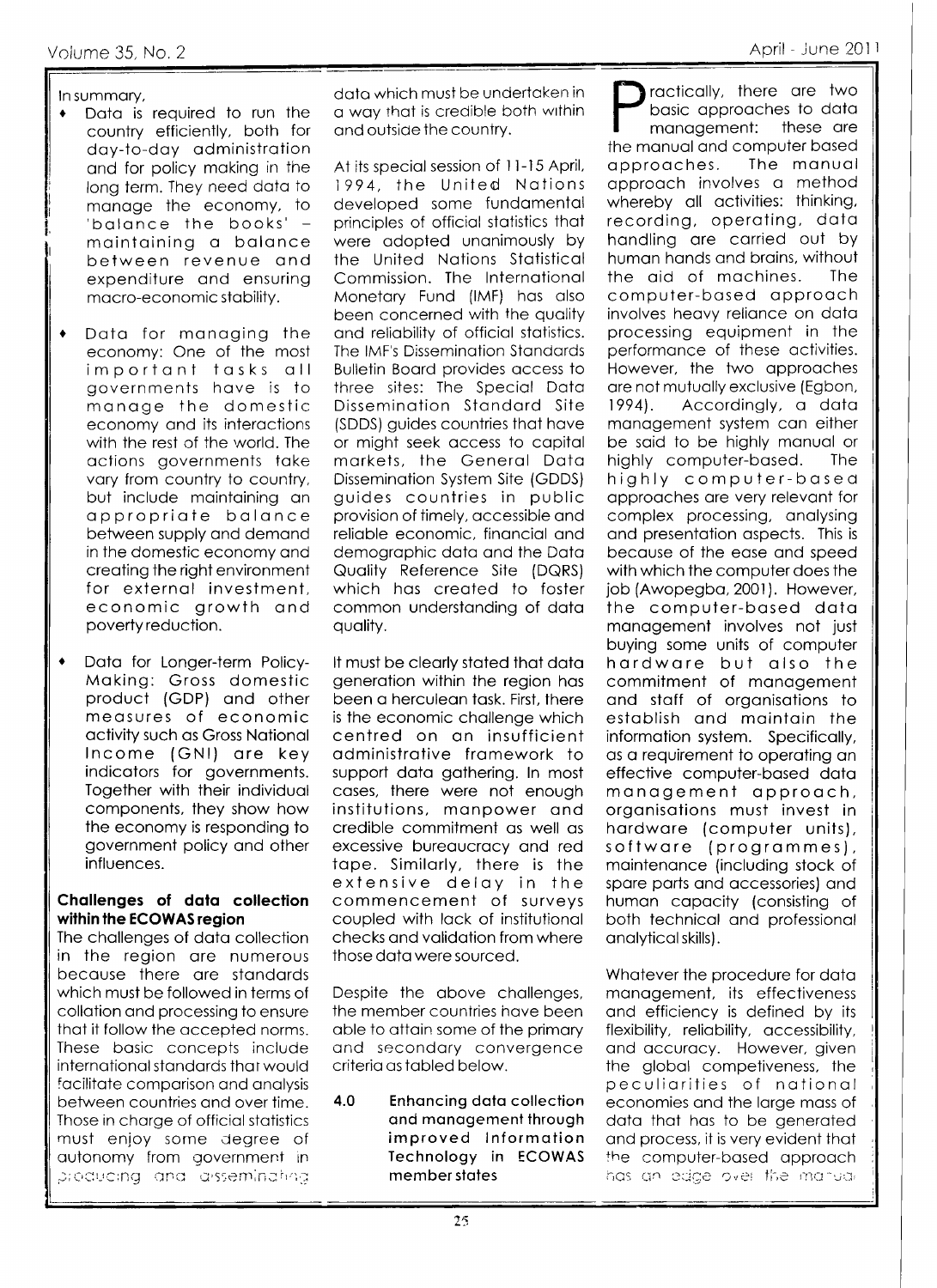In summary,

- Data is required to run the country efficiently, both for day-to-day administration and for policy making in the long term. They need data to manage the economy, to 'balance the books' – maintaining a balance between revenue and expenditure and ensuring macro-economic stability.

- Data for managing the economy: One of the most important tasks all governments have is to manage the domestic economy and its interactions with the rest of the world. The actions governments take vary from country to country, but include maintaining an appropriate balance between supply and demand in the domestic economy and creating the right environment for external investment, economic growth and poverty reduction.

- Data for Longer-term Policy-Making: Gross domestic product (GDP) and other measures of economic activity such as Gross National Income (GNI) are key indicators for governments. Together with their individual components, they show how the economy is responding to government policy and other influences.

**Challenges of data collection within the ECOWAS region**

The challenges of data collection in the region are numerous because there are standards which must be followed in terms of collation and processing to ensure that it follow the accepted norms. These basic concepts include international standards that would facilitate comparison and analysis between countries and over time. Those in charge of official statistics must enjoy some degree of autonomy from government in producing and disseminating data which must be undertaken in a way that is credible both within and outside the country.

At its special session of 11-15 April, 1994, the United Nations developed some fundamental principles of official statistics that were adopted unanimously by the United Nations Statistical Commission. The International Monetary Fund (IMF) has also been concerned with the quality and reliability of official statistics. The IMF's Dissemination Standards Bulletin Board provides access to three sites: The Special Data Dissemination Standard Site (SDDS) guides countries that have or might seek access to capital markets, the General Data Dissemination System Site (GDDS) guides countries in public provision of timely, accessible and reliable economic, financial and demographic data and the Data Quality Reference Site (DQRS) which has created to foster common understanding of data quality.

It must be clearly stated that data generation within the region has been a herculean task. First, there is the economic challenge which centred on an insufficient administrative framework to support data gathering. In most cases, there were not enough institutions, manpower and credible commitment as well as excessive bureaucracy and red tape. Similarly, there is the extensive delay in the commencement of surveys coupled with lack of institutional checks and validation from where those data were sourced.

Despite the above challenges, the member countries have been able to attain some of the primary and secondary convergence criteria as tabled below.

## 4.0 Enhancing data collection and management through improved Information Technology in ECOWAS member states

Practically, there are two basic approaches to data management: these are the manual and computer based approaches. The manual approach involves a method whereby all activities: thinking, recording, operating, data handling are carried out by human hands and brains, without the aid of machines. The computer-based approach involves heavy reliance on data processing equipment in the performance of these activities. However, the two approaches are not mutually exclusive (Egbon, 1994). Accordingly, a data management system can either be said to be highly manual or highly computer-based. The highly computer-based approaches are very relevant for complex processing, analysing and presentation aspects. This is because of the ease and speed with which the computer does the job (Awopegba, 2001). However, the computer-based data management involves not just buying some units of computer hardware but also the commitment of management and staff of organisations to establish and maintain the information system. Specifically, as a requirement to operating an effective computer-based data management approach, organisations must invest in hardware (computer units), software (programmes), maintenance (including stock of spare parts and accessories) and human capacity (consisting of both technical and professional analytical skills).

Whatever the procedure for data management, its effectiveness and efficiency is defined by its flexibility, reliability, accessibility, and accuracy. However, given the global competiveness, the peculiarities of national economies and the large mass of data that has to be generated and process, it is very evident that the computer-based approach has an edge over the manual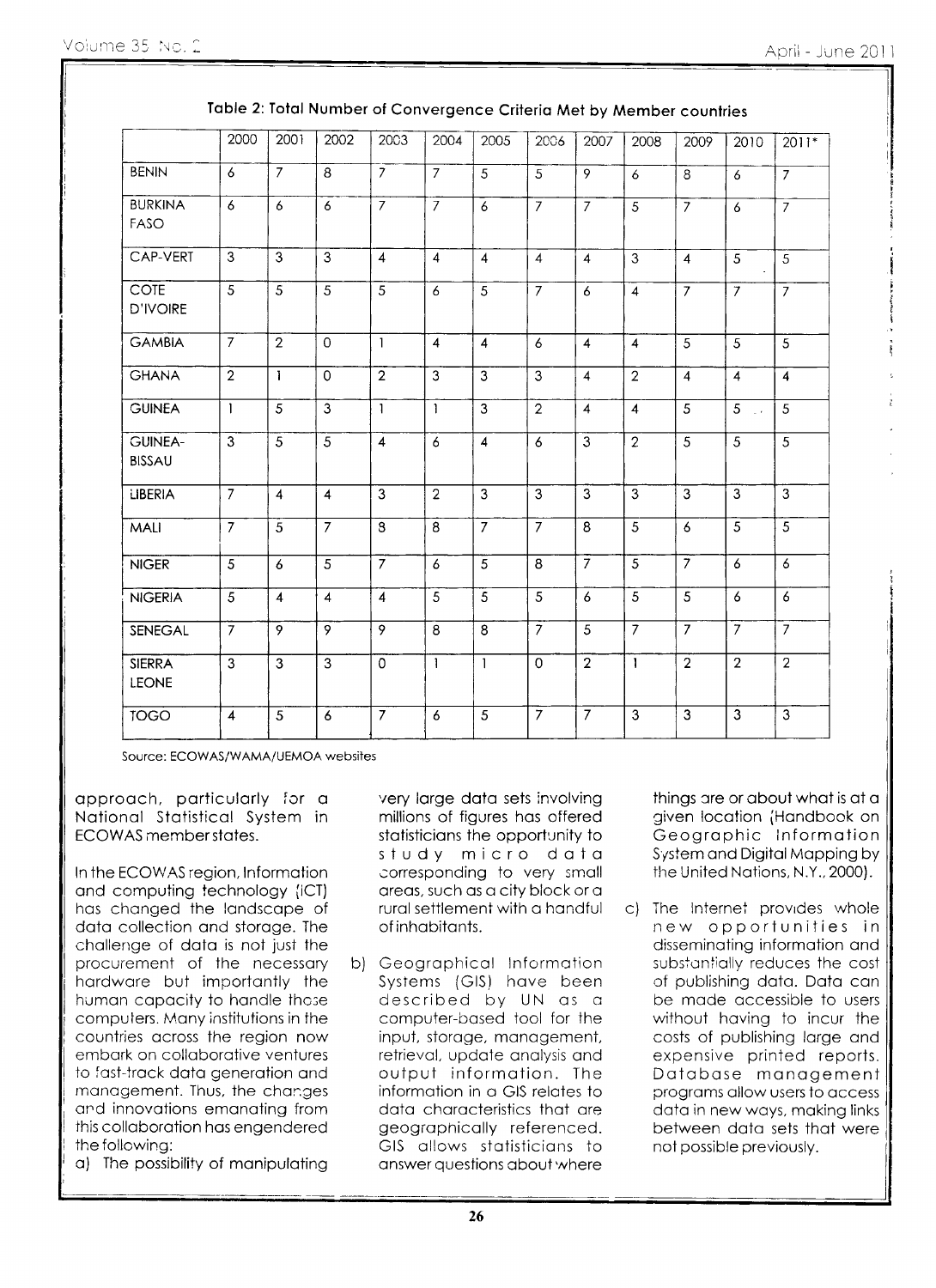**Table 2: Total Number of Convergence Criteria Met by Member countries**

| | 2000 | 2001 | 2002 | 2003 | 2004 | 2005 | 2006 | 2007 | 2008 | 2009 | 2010 | 2011* |
|---|---|---|---|---|---|---|---|---|---|---|---|---|
| BENIN | 6 | 7 | 8 | 7 | 7 | 5 | 5 | 9 | 6 | 8 | 6 | 7 |
| BURKINA FASO | 6 | 6 | 6 | 7 | 7 | 6 | 7 | 7 | 5 | 7 | 6 | 7 |
| CAP-VERT | 3 | 3 | 3 | 4 | 4 | 4 | 4 | 4 | 3 | 4 | 5 | 5 |
| COTE D'IVOIRE | 5 | 5 | 5 | 5 | 6 | 5 | 7 | 6 | 4 | 7 | 7 | 7 |
| GAMBIA | 7 | 2 | 0 | 1 | 4 | 4 | 6 | 4 | 4 | 5 | 5 | 5 |
| GHANA | 2 | 1 | 0 | 2 | 3 | 3 | 3 | 4 | 2 | 4 | 4 | 4 |
| GUINEA | 1 | 5 | 3 | 1 | 1 | 3 | 2 | 4 | 4 | 5 | 5 | 5 |
| GUINEA-BISSAU | 3 | 5 | 5 | 4 | 6 | 4 | 6 | 3 | 2 | 5 | 5 | 5 |
| LIBERIA | 7 | 4 | 4 | 3 | 2 | 3 | 3 | 3 | 3 | 3 | 3 | 3 |
| MALI | 7 | 5 | 7 | 8 | 8 | 7 | 7 | 8 | 5 | 6 | 5 | 5 |
| NIGER | 5 | 6 | 5 | 7 | 6 | 5 | 8 | 7 | 5 | 7 | 6 | 6 |
| NIGERIA | 5 | 4 | 4 | 4 | 5 | 5 | 5 | 6 | 5 | 5 | 6 | 6 |
| SENEGAL | 7 | 9 | 9 | 9 | 8 | 8 | 7 | 5 | 7 | 7 | 7 | 7 |
| SIERRA LEONE | 3 | 3 | 3 | 0 | 1 | 1 | 0 | 2 | 1 | 2 | 2 | 2 |
| TOGO | 4 | 5 | 6 | 7 | 6 | 5 | 7 | 7 | 3 | 3 | 3 | 3 |

Source: ECOWAS/WAMA/UEMOA websites

approach, particularly for a National Statistical System in ECOWAS member states.

In the ECOWAS region, Information and computing technology (ICT) has changed the landscape of data collection and storage. The challenge of data is not just the procurement of the necessary hardware but importantly the human capacity to handle those computers. Many institutions in the countries across the region now embark on collaborative ventures to fast-track data generation and management. Thus, the changes and innovations emanating from this collaboration has engendered the following:

a) The possibility of manipulating very large data sets involving millions of figures has offered statisticians the opportunity to study micro data corresponding to very small areas, such as a city block or a rural settlement with a handful of inhabitants.

b) Geographical Information Systems (GIS) have been described by UN as a computer-based tool for the input, storage, management, retrieval, update analysis and output information. The information in a GIS relates to data characteristics that are geographically referenced. GIS allows statisticians to answer questions about where things are or about what is at a given location (Handbook on Geographic Information System and Digital Mapping by the United Nations, N.Y., 2000).

c) The Internet provides whole new opportunities in disseminating information and substantially reduces the cost of publishing data. Data can be made accessible to users without having to incur the costs of publishing large and expensive printed reports. Database management programs allow users to access data in new ways, making links between data sets that were not possible previously.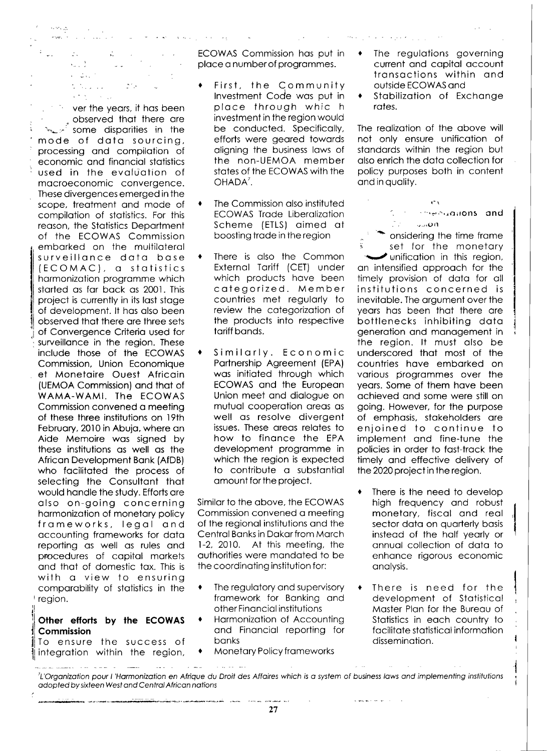Over the years, it has been observed that there are some disparities in the mode of data sourcing, processing and compilation of economic and financial statistics used in the evaluation of macroeconomic convergence. These divergences emerged in the scope, treatment and mode of compilation of statistics. For this reason, the Statistics Department of the ECOWAS Commission embarked on the multilateral surveillance data base (ECOMAC), a statistics harmonization programme which started as far back as 2001. This project is currently in its last stage of development. It has also been observed that there are three sets of Convergence Criteria used for surveillance in the region. These include those of the ECOWAS Commission, Union Economique et Monetaire Ouest Africain (UEMOA Commission) and that of WAMA-WAMI. The ECOWAS Commission convened a meeting of these three institutions on 19th February, 2010 in Abuja, where an Aide Memoire was signed by these institutions as well as the African Development Bank (AfDB) who facilitated the process of selecting the Consultant that would handle the study. Efforts are also on-going concerning harmonization of monetary policy frameworks, legal and accounting frameworks for data reporting as well as rules and procedures of capital markets and that of domestic tax. This is with a view to ensuring comparability of statistics in the region.

**Other efforts by the ECOWAS Commission**

To ensure the success of integration within the region, ECOWAS Commission has put in place a number of programmes.

- First, the Community Investment Code was put in place through which investment in the region would be conducted. Specifically, efforts were geared towards aligning the business laws of the non-UEMOA member states of the ECOWAS with the OHADA[7].
- The Commission also instituted ECOWAS Trade Liberalization Scheme (ETLS) aimed at boosting trade in the region
- There is also the Common External Tariff (CET) under which products have been categorized. Member countries met regularly to review the categorization of the products into respective tariff bands.
- Similarly. Economic Partnership Agreement (EPA) was initiated through which ECOWAS and the European Union meet and dialogue on mutual cooperation areas as well as resolve divergent issues. These areas relates to how to finance the EPA development programme in which the region is expected to contribute a substantial amount for the project.

Similar to the above, the ECOWAS Commission convened a meeting of the regional institutions and the Central Banks in Dakar from March 1-2, 2010. At this meeting, the authorities were mandated to be the coordinating institution for:

- The regulatory and supervisory framework for Banking and other Financial institutions
- Harmonization of Accounting and Financial reporting for banks
- Monetary Policy frameworks
- The regulations governing current and capital account transactions within and outside ECOWAS and
- Stabilization of Exchange rates.

The realization of the above will not only ensure unification of standards within the region but also enrich the data collection for policy purposes both in content and in quality.

**Recommendations and Conclusion**

Considering the time frame set for the monetary unification in this region, an intensified approach for the timely provision of data for all institutions concerned is inevitable. The argument over the years has been that there are bottlenecks inhibiting data generation and management in the region. It must also be underscored that most of the countries have embarked on various programmes over the years. Some of them have been achieved and some were still on going. However, for the purpose of emphasis, stakeholders are enjoined to continue to implement and fine-tune the policies in order to fast-track the timely and effective delivery of the 2020 project in the region.

- There is the need to develop high frequency and robust monetary, fiscal and real sector data on quarterly basis instead of the half yearly or annual collection of data to enhance rigorous economic analysis.
- There is need for the development of Statistical Master Plan for the Bureau of Statistics in each country to facilitate statistical information dissemination.

[7] *L'Organization pour l 'Harmonization en Afrique du Droit des Affaires which is a system of business laws and implementing institutions adopted by sixteen West and Central African nations*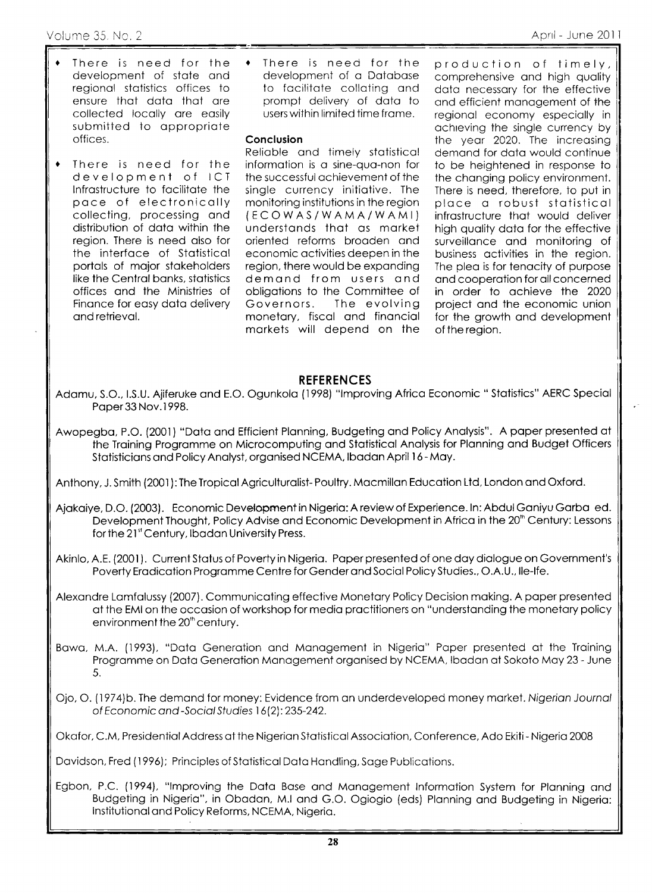- There is need for the development of state and regional statistics offices to ensure that data that are collected locally are easily submitted to appropriate offices.

- There is need for the development of ICT Infrastructure to facilitate the pace of electronically collecting, processing and distribution of data within the region. There is need also for the interface of Statistical portals of major stakeholders like the Central banks, statistics offices and the Ministries of Finance for easy data delivery and retrieval.

- There is need for the development of a Database to facilitate collating and prompt delivery of data to users within limited time frame.

## Conclusion

Reliable and timely statistical information is a sine-qua-non for the successful achievement of the single currency initiative. The monitoring institutions in the region (ECOWAS/WAMA/WAMI) understands that as market oriented reforms broaden and economic activities deepen in the region, there would be expanding demand from users and obligations to the Committee of Governors. The evolving monetary, fiscal and financial markets will depend on the production of timely, comprehensive and high quality data necessary for the effective and efficient management of the regional economy especially in achieving the single currency by the year 2020. The increasing demand for data would continue to be heightened in response to the changing policy environment. There is need, therefore, to put in place a robust statistical infrastructure that would deliver high quality data for the effective surveillance and monitoring of business activities in the region. The plea is for tenacity of purpose and cooperation for all concerned in order to achieve the 2020 project and the economic union for the growth and development of the region.

## REFERENCES

Adamu, S.O., I.S.U. Ajiferuke and E.O. Ogunkola (1998) "Improving Africa Economic " Statistics" AERC Special Paper 33 Nov.1998.

Awopegba, P.O. (2001) "Data and Efficient Planning, Budgeting and Policy Analysis". A paper presented at the Training Programme on Microcomputing and Statistical Analysis for Planning and Budget Officers Statisticians and Policy Analyst, organised NCEMA, Ibadan April 16 - May.

Anthony, J. Smith (2001): The Tropical Agriculturalist- Poultry. Macmillan Education Ltd, London and Oxford.

Ajakaiye, D.O. (2003). Economic Development in Nigeria: A review of Experience. In: Abdul Ganiyu Garba ed. Development Thought, Policy Advise and Economic Development in Africa in the 20th Century: Lessons for the 21st Century, Ibadan University Press.

Akinlo, A.E. (2001). Current Status of Poverty in Nigeria. Paper presented of one day dialogue on Government's Poverty Eradication Programme Centre for Gender and Social Policy Studies., O.A.U., Ile-Ife.

Alexandre Lamfalussy (2007). Communicating effective Monetary Policy Decision making. A paper presented at the EMI on the occasion of workshop for media practitioners on "understanding the monetary policy environment the 20th century.

Bawa, M.A. (1993), "Data Generation and Management in Nigeria" Paper presented at the Training Programme on Data Generation Management organised by NCEMA, Ibadan at Sokoto May 23 - June 5.

Ojo, O. (1974)b. The demand for money: Evidence from an underdeveloped money market. *Nigerian Journal of Economic and -Social Studies* 16(2): 235-242.

Okafor, C.M, Presidential Address at the Nigerian Statistical Association, Conference, Ado Ekiti - Nigeria 2008

Davidson, Fred (1996); Principles of Statistical Data Handling, Sage Publications.

Egbon, P.C. (1994), "Improving the Data Base and Management Information System for Planning and Budgeting in Nigeria", in Obadan, M.I and G.O. Ogiogio (eds) Planning and Budgeting in Nigeria: Institutional and Policy Reforms, NCEMA, Nigeria.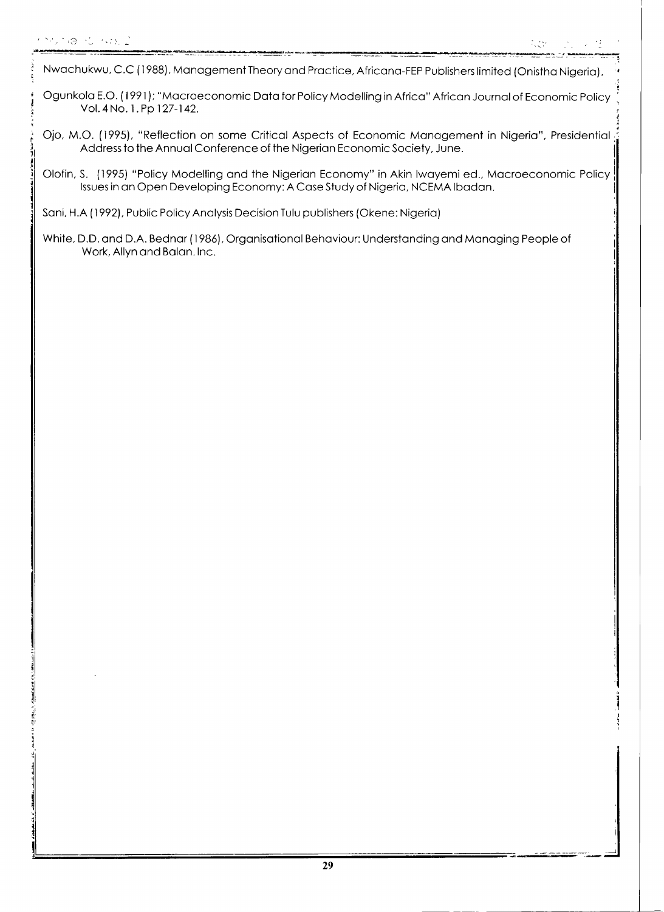Nwachukwu, C.C (1988), Management Theory and Practice, Africana-FEP Publishers limited (Onistha Nigeria).

Ogunkola E.O. (1991); "Macroeconomic Data for Policy Modelling in Africa" African Journal of Economic Policy Vol. 4 No. 1. Pp 127-142.

Ojo, M.O. (1995), "Reflection on some Critical Aspects of Economic Management in Nigeria", Presidential Address to the Annual Conference of the Nigerian Economic Society, June.

Olofin, S. (1995) "Policy Modelling and the Nigerian Economy" in Akin Iwayemi ed., Macroeconomic Policy Issues in an Open Developing Economy: A Case Study of Nigeria, NCEMA Ibadan.

Sani, H.A (1992), Public Policy Analysis Decision Tulu publishers (Okene: Nigeria)

White, D.D. and D.A. Bednar (1986), Organisational Behaviour: Understanding and Managing People of Work, Allyn and Balan. Inc.